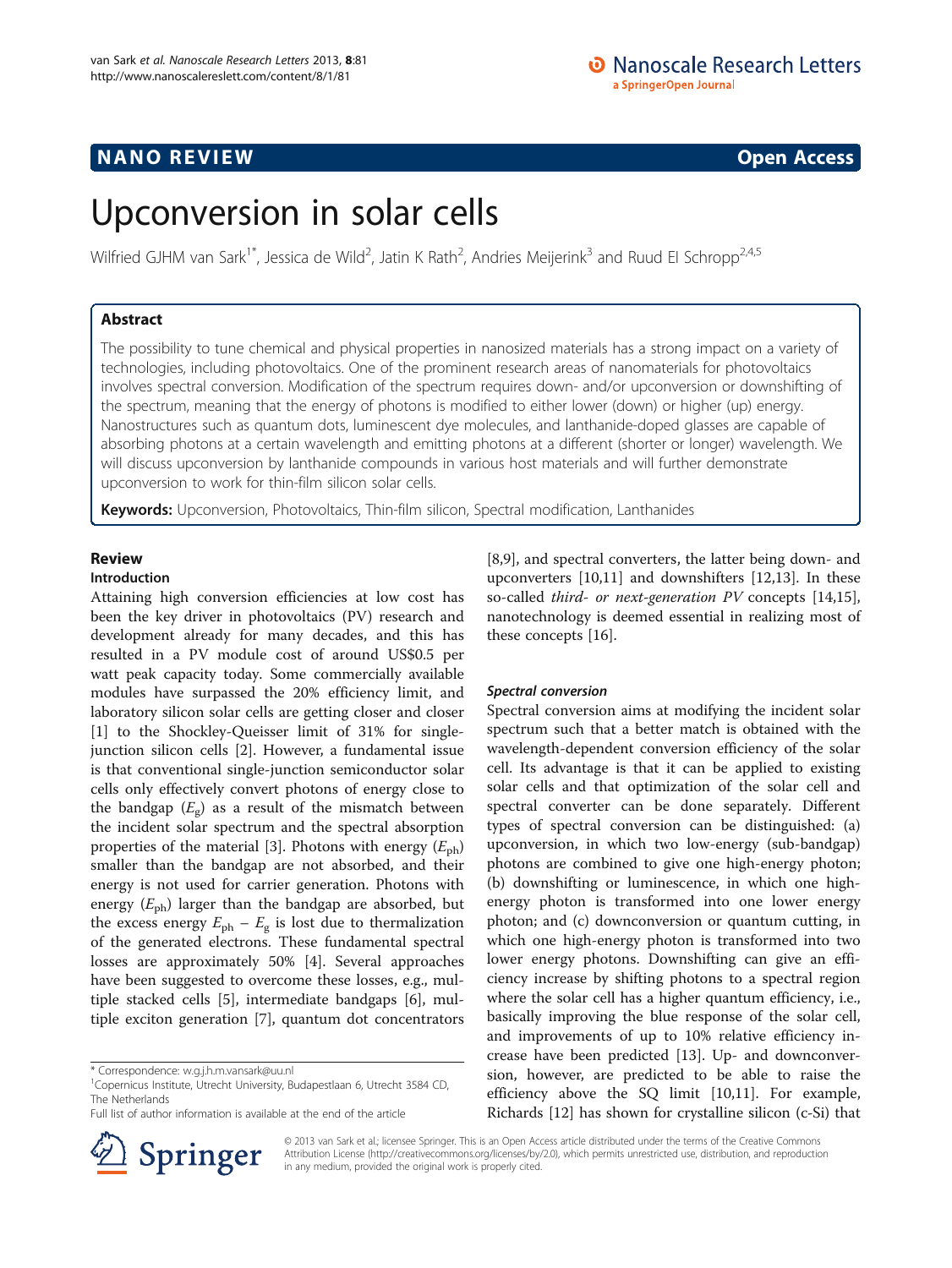NANO REVIEW Open Access

# Upconversion in solar cells

Wilfried GJHM van Sark[1*], Jessica de Wild[2], Jatin K Rath[2], Andries Meijerink[3] and Ruud EI Schropp[2,4,5]

## Abstract

The possibility to tune chemical and physical properties in nanosized materials has a strong impact on a variety of technologies, including photovoltaics. One of the prominent research areas of nanomaterials for photovoltaics involves spectral conversion. Modification of the spectrum requires down- and/or upconversion or downshifting of the spectrum, meaning that the energy of photons is modified to either lower (down) or higher (up) energy. Nanostructures such as quantum dots, luminescent dye molecules, and lanthanide-doped glasses are capable of absorbing photons at a certain wavelength and emitting photons at a different (shorter or longer) wavelength. We will discuss upconversion by lanthanide compounds in various host materials and will further demonstrate upconversion to work for thin-film silicon solar cells.

**Keywords:** Upconversion, Photovoltaics, Thin-film silicon, Spectral modification, Lanthanides

## Review

### Introduction

Attaining high conversion efficiencies at low cost has been the key driver in photovoltaics (PV) research and development already for many decades, and this has resulted in a PV module cost of around US$0.5 per watt peak capacity today. Some commercially available modules have surpassed the 20% efficiency limit, and laboratory silicon solar cells are getting closer and closer [1] to the Shockley-Queisser limit of 31% for single-junction silicon cells [2]. However, a fundamental issue is that conventional single-junction semiconductor solar cells only effectively convert photons of energy close to the bandgap ($E_g$) as a result of the mismatch between the incident solar spectrum and the spectral absorption properties of the material [3]. Photons with energy ($E_{ph}$) smaller than the bandgap are not absorbed, and their energy is not used for carrier generation. Photons with energy ($E_{ph}$) larger than the bandgap are absorbed, but the excess energy $E_{ph} - E_g$ is lost due to thermalization of the generated electrons. These fundamental spectral losses are approximately 50% [4]. Several approaches have been suggested to overcome these losses, e.g., multiple stacked cells [5], intermediate bandgaps [6], multiple exciton generation [7], quantum dot concentrators [8,9], and spectral converters, the latter being down- and upconverters [10,11] and downshifters [12,13]. In these so-called *third- or next-generation PV* concepts [14,15], nanotechnology is deemed essential in realizing most of these concepts [16].

#### *Spectral conversion*

Spectral conversion aims at modifying the incident solar spectrum such that a better match is obtained with the wavelength-dependent conversion efficiency of the solar cell. Its advantage is that it can be applied to existing solar cells and that optimization of the solar cell and spectral converter can be done separately. Different types of spectral conversion can be distinguished: (a) upconversion, in which two low-energy (sub-bandgap) photons are combined to give one high-energy photon; (b) downshifting or luminescence, in which one high-energy photon is transformed into one lower energy photon; and (c) downconversion or quantum cutting, in which one high-energy photon is transformed into two lower energy photons. Downshifting can give an efficiency increase by shifting photons to a spectral region where the solar cell has a higher quantum efficiency, i.e., basically improving the blue response of the solar cell, and improvements of up to 10% relative efficiency increase have been predicted [13]. Up- and downconversion, however, are predicted to be able to raise the efficiency above the SQ limit [10,11]. For example, Richards [12] has shown for crystalline silicon (c-Si) that

\* Correspondence: w.g.j.h.m.vansark@uu.nl
[1]Copernicus Institute, Utrecht University, Budapestlaan 6, Utrecht 3584 CD, The Netherlands
Full list of author information is available at the end of the article

© 2013 van Sark et al.; licensee Springer. This is an Open Access article distributed under the terms of the Creative Commons Attribution License (http://creativecommons.org/licenses/by/2.0), which permits unrestricted use, distribution, and reproduction in any medium, provided the original work is properly cited.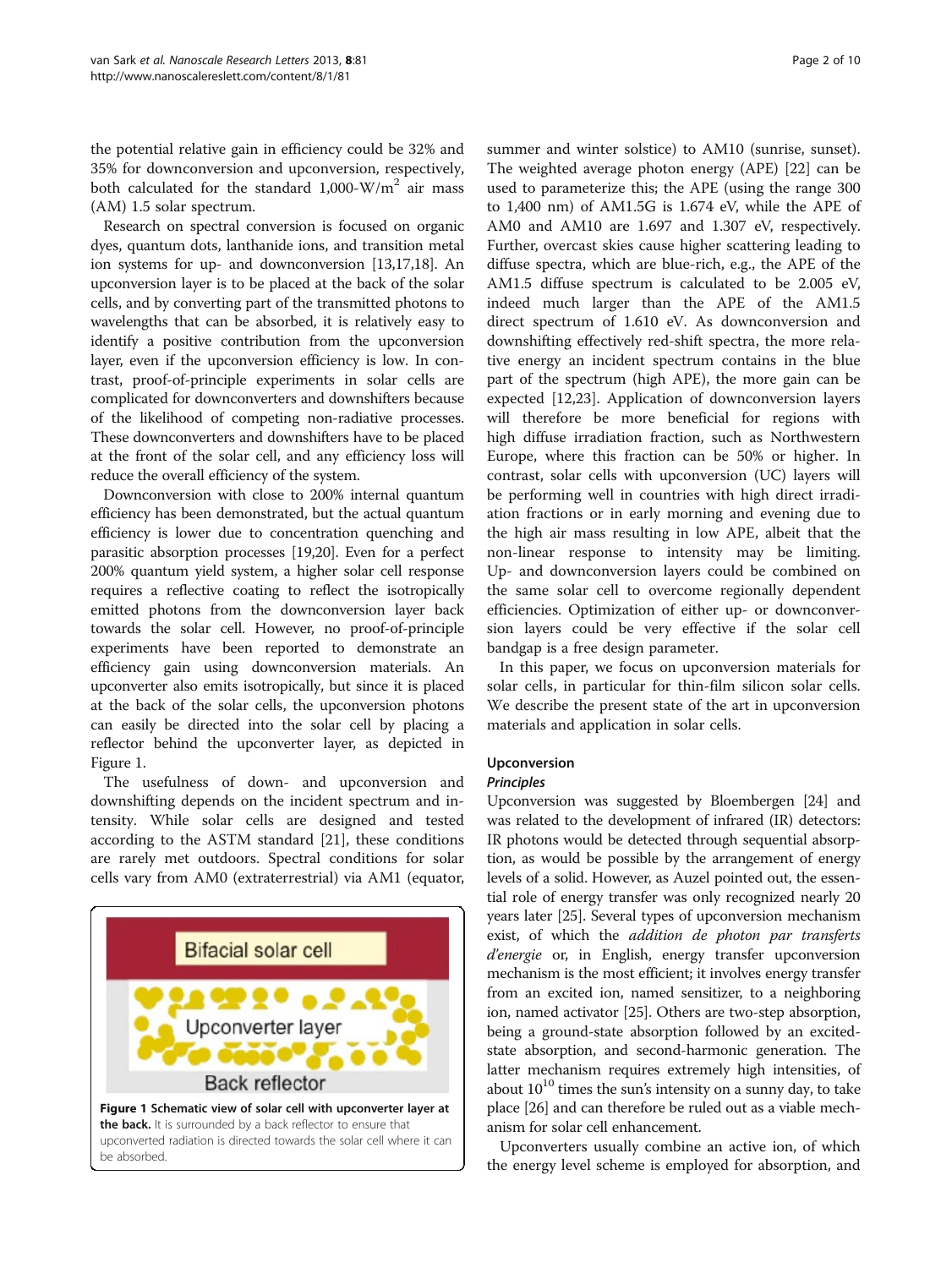the potential relative gain in efficiency could be 32% and 35% for downconversion and upconversion, respectively, both calculated for the standard 1,000-W/m$^2$ air mass (AM) 1.5 solar spectrum.

Research on spectral conversion is focused on organic dyes, quantum dots, lanthanide ions, and transition metal ion systems for up- and downconversion [13,17,18]. An upconversion layer is to be placed at the back of the solar cells, and by converting part of the transmitted photons to wavelengths that can be absorbed, it is relatively easy to identify a positive contribution from the upconversion layer, even if the upconversion efficiency is low. In contrast, proof-of-principle experiments in solar cells are complicated for downconverters and downshifters because of the likelihood of competing non-radiative processes. These downconverters and downshifters have to be placed at the front of the solar cell, and any efficiency loss will reduce the overall efficiency of the system.

Downconversion with close to 200% internal quantum efficiency has been demonstrated, but the actual quantum efficiency is lower due to concentration quenching and parasitic absorption processes [19,20]. Even for a perfect 200% quantum yield system, a higher solar cell response requires a reflective coating to reflect the isotropically emitted photons from the downconversion layer back towards the solar cell. However, no proof-of-principle experiments have been reported to demonstrate an efficiency gain using downconversion materials. An upconverter also emits isotropically, but since it is placed at the back of the solar cells, the upconversion photons can easily be directed into the solar cell by placing a reflector behind the upconverter layer, as depicted in Figure 1.

The usefulness of down- and upconversion and downshifting depends on the incident spectrum and intensity. While solar cells are designed and tested according to the ASTM standard [21], these conditions are rarely met outdoors. Spectral conditions for solar cells vary from AM0 (extraterrestrial) via AM1 (equator, summer and winter solstice) to AM10 (sunrise, sunset). The weighted average photon energy (APE) [22] can be used to parameterize this; the APE (using the range 300 to 1,400 nm) of AM1.5G is 1.674 eV, while the APE of AM0 and AM10 are 1.697 and 1.307 eV, respectively. Further, overcast skies cause higher scattering leading to diffuse spectra, which are blue-rich, e.g., the APE of the AM1.5 diffuse spectrum is calculated to be 2.005 eV, indeed much larger than the APE of the AM1.5 direct spectrum of 1.610 eV. As downconversion and downshifting effectively red-shift spectra, the more relative energy an incident spectrum contains in the blue part of the spectrum (high APE), the more gain can be expected [12,23]. Application of downconversion layers will therefore be more beneficial for regions with high diffuse irradiation fraction, such as Northwestern Europe, where this fraction can be 50% or higher. In contrast, solar cells with upconversion (UC) layers will be performing well in countries with high direct irradiation fractions or in early morning and evening due to the high air mass resulting in low APE, albeit that the non-linear response to intensity may be limiting. Up- and downconversion layers could be combined on the same solar cell to overcome regionally dependent efficiencies. Optimization of either up- or downconversion layers could be very effective if the solar cell bandgap is a free design parameter.

In this paper, we focus on upconversion materials for solar cells, in particular for thin-film silicon solar cells. We describe the present state of the art in upconversion materials and application in solar cells.

**Figure 1 Schematic view of solar cell with upconverter layer at the back.** It is surrounded by a back reflector to ensure that upconverted radiation is directed towards the solar cell where it can be absorbed.

## Upconversion

### *Principles*

Upconversion was suggested by Bloembergen [24] and was related to the development of infrared (IR) detectors: IR photons would be detected through sequential absorption, as would be possible by the arrangement of energy levels of a solid. However, as Auzel pointed out, the essential role of energy transfer was only recognized nearly 20 years later [25]. Several types of upconversion mechanism exist, of which the *addition de photon par transferts d'energie* or, in English, energy transfer upconversion mechanism is the most efficient; it involves energy transfer from an excited ion, named sensitizer, to a neighboring ion, named activator [25]. Others are two-step absorption, being a ground-state absorption followed by an excited-state absorption, and second-harmonic generation. The latter mechanism requires extremely high intensities, of about $10^{10}$ times the sun's intensity on a sunny day, to take place [26] and can therefore be ruled out as a viable mechanism for solar cell enhancement.

Upconverters usually combine an active ion, of which the energy level scheme is employed for absorption, and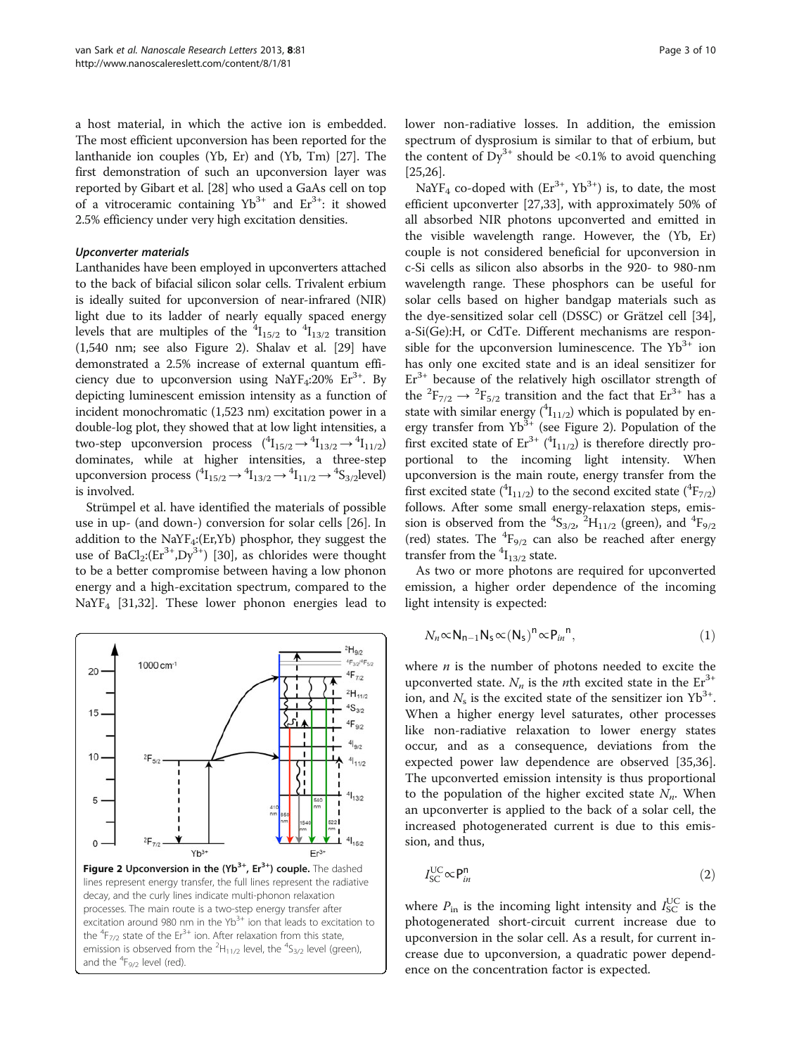a host material, in which the active ion is embedded. The most efficient upconversion has been reported for the lanthanide ion couples (Yb, Er) and (Yb, Tm) [27]. The first demonstration of such an upconversion layer was reported by Gibart et al. [28] who used a GaAs cell on top of a vitroceramic containing $Yb^{3+}$ and $Er^{3+}$: it showed 2.5% efficiency under very high excitation densities.

### *Upconverter materials*

Lanthanides have been employed in upconverters attached to the back of bifacial silicon solar cells. Trivalent erbium is ideally suited for upconversion of near-infrared (NIR) light due to its ladder of nearly equally spaced energy levels that are multiples of the $^4I_{15/2}$ to $^4I_{13/2}$ transition (1,540 nm; see also Figure 2). Shalav et al. [29] have demonstrated a 2.5% increase of external quantum efficiency due to upconversion using $NaYF_4$:20% $Er^{3+}$. By depicting luminescent emission intensity as a function of incident monochromatic (1,523 nm) excitation power in a double-log plot, they showed that at low light intensities, a two-step upconversion process ($^4I_{15/2} \rightarrow {}^4I_{13/2} \rightarrow {}^4I_{11/2}$) dominates, while at higher intensities, a three-step upconversion process ($^4I_{15/2} \rightarrow {}^4I_{13/2} \rightarrow {}^4I_{11/2} \rightarrow {}^4S_{3/2}$level) is involved.

Strümpel et al. have identified the materials of possible use in up- (and down-) conversion for solar cells [26]. In addition to the $NaYF_4$:(Er,Yb) phosphor, they suggest the use of $BaCl_2$:($Er^{3+}$,$Dy^{3+}$) [30], as chlorides were thought to be a better compromise between having a low phonon energy and a high-excitation spectrum, compared to the $NaYF_4$ [31,32]. These lower phonon energies lead to lower non-radiative losses. In addition, the emission spectrum of dysprosium is similar to that of erbium, but the content of $Dy^{3+}$ should be <0.1% to avoid quenching [25,26].

**Figure 2 Upconversion in the ($Yb^{3+}$, $Er^{3+}$) couple.** The dashed lines represent energy transfer, the full lines represent the radiative decay, and the curly lines indicate multi-phonon relaxation processes. The main route is a two-step energy transfer after excitation around 980 nm in the $Yb^{3+}$ ion that leads to excitation to the $^4F_{7/2}$ state of the $Er^{3+}$ ion. After relaxation from this state, emission is observed from the $^2H_{11/2}$ level, the $^4S_{3/2}$ level (green), and the $^4F_{9/2}$ level (red).

$NaYF_4$ co-doped with ($Er^{3+}$, $Yb^{3+}$) is, to date, the most efficient upconverter [27,33], with approximately 50% of all absorbed NIR photons upconverted and emitted in the visible wavelength range. However, the (Yb, Er) couple is not considered beneficial for upconversion in c-Si cells as silicon also absorbs in the 920- to 980-nm wavelength range. These phosphors can be useful for solar cells based on higher bandgap materials such as the dye-sensitized solar cell (DSSC) or Grätzel cell [34], a-Si(Ge):H, or CdTe. Different mechanisms are responsible for the upconversion luminescence. The $Yb^{3+}$ ion has only one excited state and is an ideal sensitizer for $Er^{3+}$ because of the relatively high oscillator strength of the $^2F_{7/2} \rightarrow {}^2F_{5/2}$ transition and the fact that $Er^{3+}$ has a state with similar energy ($^4I_{11/2}$) which is populated by energy transfer from $Yb^{3+}$ (see Figure 2). Population of the first excited state of $Er^{3+}$ ($^4I_{11/2}$) is therefore directly proportional to the incoming light intensity. When upconversion is the main route, energy transfer from the first excited state ($^4I_{11/2}$) to the second excited state ($^4F_{7/2}$) follows. After some small energy-relaxation steps, emission is observed from the $^4S_{3/2}$, $^2H_{11/2}$ (green), and $^4F_{9/2}$ (red) states. The $^4F_{9/2}$ can also be reached after energy transfer from the $^4I_{13/2}$ state.

As two or more photons are required for upconverted emission, a higher order dependence of the incoming light intensity is expected:

$$N_n \propto N_{n-1} N_s \propto (N_s)^n \propto P_{in}{}^n, \tag{1}$$

where $n$ is the number of photons needed to excite the upconverted state. $N_n$ is the $n$th excited state in the $Er^{3+}$ ion, and $N_s$ is the excited state of the sensitizer ion $Yb^{3+}$. When a higher energy level saturates, other processes like non-radiative relaxation to lower energy states occur, and as a consequence, deviations from the expected power law dependence are observed [35,36]. The upconverted emission intensity is thus proportional to the population of the higher excited state $N_n$. When an upconverter is applied to the back of a solar cell, the increased photogenerated current is due to this emission, and thus,

$$I_{SC}^{UC} \propto P_{in}^n \tag{2}$$

where $P_{in}$ is the incoming light intensity and $I_{SC}^{UC}$ is the photogenerated short-circuit current increase due to upconversion in the solar cell. As a result, for current increase due to upconversion, a quadratic power dependence on the concentration factor is expected.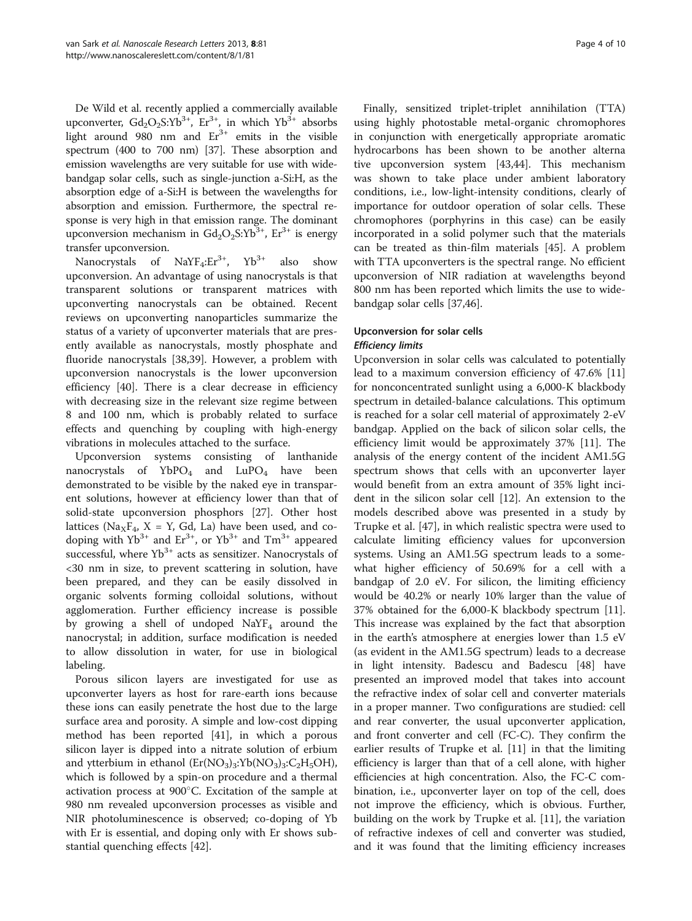De Wild et al. recently applied a commercially available upconverter, $Gd_2O_2S:Yb^{3+}$, $Er^{3+}$, in which $Yb^{3+}$ absorbs light around 980 nm and $Er^{3+}$ emits in the visible spectrum (400 to 700 nm) [37]. These absorption and emission wavelengths are very suitable for use with wide-bandgap solar cells, such as single-junction a-Si:H, as the absorption edge of a-Si:H is between the wavelengths for absorption and emission. Furthermore, the spectral response is very high in that emission range. The dominant upconversion mechanism in $Gd_2O_2S:Yb^{3+}$, $Er^{3+}$ is energy transfer upconversion.

Nanocrystals of $NaYF_4:Er^{3+}$, $Yb^{3+}$ also show upconversion. An advantage of using nanocrystals is that transparent solutions or transparent matrices with upconverting nanocrystals can be obtained. Recent reviews on upconverting nanoparticles summarize the status of a variety of upconverter materials that are presently available as nanocrystals, mostly phosphate and fluoride nanocrystals [38,39]. However, a problem with upconversion nanocrystals is the lower upconversion efficiency [40]. There is a clear decrease in efficiency with decreasing size in the relevant size regime between 8 and 100 nm, which is probably related to surface effects and quenching by coupling with high-energy vibrations in molecules attached to the surface.

Upconversion systems consisting of lanthanide nanocrystals of $YbPO_4$ and $LuPO_4$ have been demonstrated to be visible by the naked eye in transparent solutions, however at efficiency lower than that of solid-state upconversion phosphors [27]. Other host lattices ($Na_XF_4$, X = Y, Gd, La) have been used, and co-doping with $Yb^{3+}$ and $Er^{3+}$, or $Yb^{3+}$ and $Tm^{3+}$ appeared successful, where $Yb^{3+}$ acts as sensitizer. Nanocrystals of <30 nm in size, to prevent scattering in solution, have been prepared, and they can be easily dissolved in organic solvents forming colloidal solutions, without agglomeration. Further efficiency increase is possible by growing a shell of undoped $NaYF_4$ around the nanocrystal; in addition, surface modification is needed to allow dissolution in water, for use in biological labeling.

Porous silicon layers are investigated for use as upconverter layers as host for rare-earth ions because these ions can easily penetrate the host due to the large surface area and porosity. A simple and low-cost dipping method has been reported [41], in which a porous silicon layer is dipped into a nitrate solution of erbium and ytterbium in ethanol ($Er(NO_3)_3$:$Yb(NO_3)_3$:$C_2H_5OH$), which is followed by a spin-on procedure and a thermal activation process at 900°C. Excitation of the sample at 980 nm revealed upconversion processes as visible and NIR photoluminescence is observed; co-doping of Yb with Er is essential, and doping only with Er shows substantial quenching effects [42].

Finally, sensitized triplet-triplet annihilation (TTA) using highly photostable metal-organic chromophores in conjunction with energetically appropriate aromatic hydrocarbons has been shown to be another alternative upconversion system [43,44]. This mechanism was shown to take place under ambient laboratory conditions, i.e., low-light-intensity conditions, clearly of importance for outdoor operation of solar cells. These chromophores (porphyrins in this case) can be easily incorporated in a solid polymer such that the materials can be treated as thin-film materials [45]. A problem with TTA upconverters is the spectral range. No efficient upconversion of NIR radiation at wavelengths beyond 800 nm has been reported which limits the use to wide-bandgap solar cells [37,46].

## Upconversion for solar cells

### *Efficiency limits*

Upconversion in solar cells was calculated to potentially lead to a maximum conversion efficiency of 47.6% [11] for nonconcentrated sunlight using a 6,000-K blackbody spectrum in detailed-balance calculations. This optimum is reached for a solar cell material of approximately 2-eV bandgap. Applied on the back of silicon solar cells, the efficiency limit would be approximately 37% [11]. The analysis of the energy content of the incident AM1.5G spectrum shows that cells with an upconverter layer would benefit from an extra amount of 35% light incident in the silicon solar cell [12]. An extension to the models described above was presented in a study by Trupke et al. [47], in which realistic spectra were used to calculate limiting efficiency values for upconversion systems. Using an AM1.5G spectrum leads to a somewhat higher efficiency of 50.69% for a cell with a bandgap of 2.0 eV. For silicon, the limiting efficiency would be 40.2% or nearly 10% larger than the value of 37% obtained for the 6,000-K blackbody spectrum [11]. This increase was explained by the fact that absorption in the earth's atmosphere at energies lower than 1.5 eV (as evident in the AM1.5G spectrum) leads to a decrease in light intensity. Badescu and Badescu [48] have presented an improved model that takes into account the refractive index of solar cell and converter materials in a proper manner. Two configurations are studied: cell and rear converter, the usual upconverter application, and front converter and cell (FC-C). They confirm the earlier results of Trupke et al. [11] in that the limiting efficiency is larger than that of a cell alone, with higher efficiencies at high concentration. Also, the FC-C combination, i.e., upconverter layer on top of the cell, does not improve the efficiency, which is obvious. Further, building on the work by Trupke et al. [11], the variation of refractive indexes of cell and converter was studied, and it was found that the limiting efficiency increases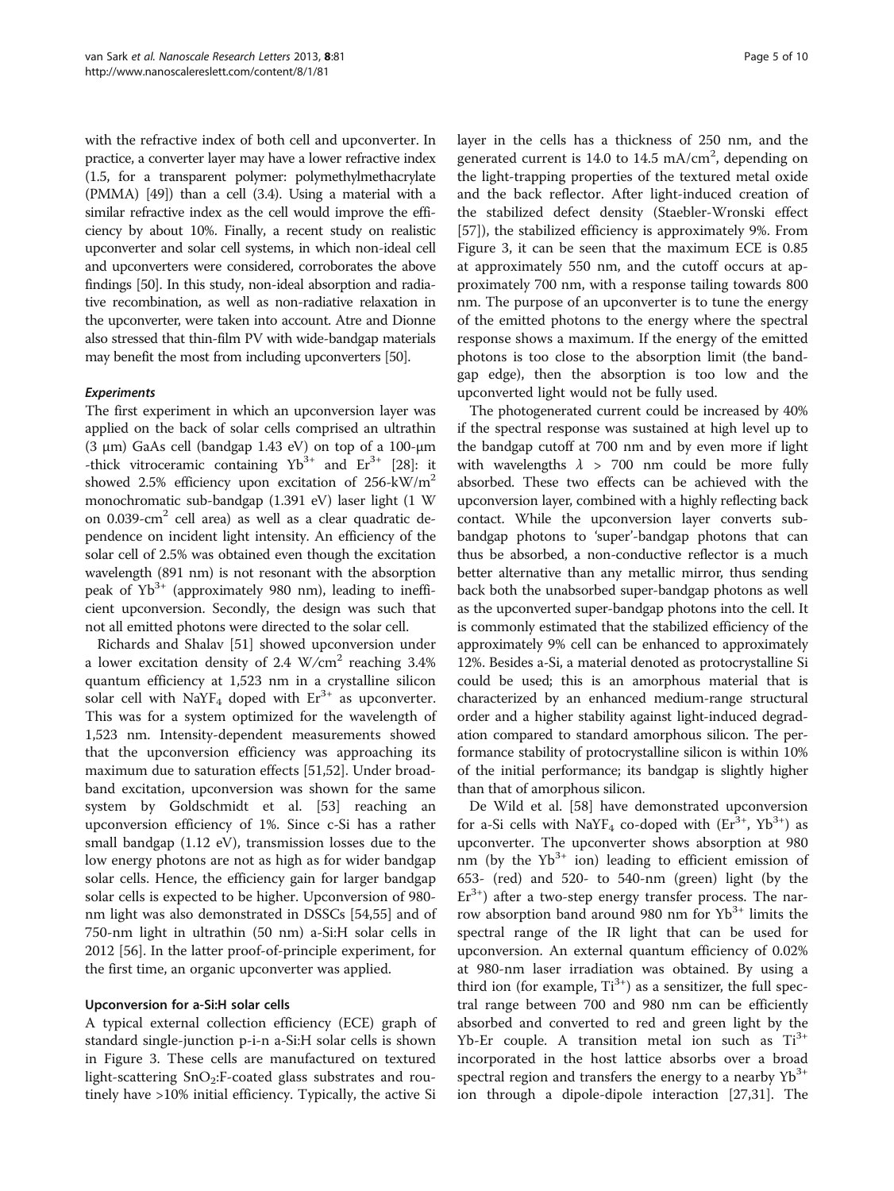with the refractive index of both cell and upconverter. In practice, a converter layer may have a lower refractive index (1.5, for a transparent polymer: polymethylmethacrylate (PMMA) [49]) than a cell (3.4). Using a material with a similar refractive index as the cell would improve the efficiency by about 10%. Finally, a recent study on realistic upconverter and solar cell systems, in which non-ideal cell and upconverters were considered, corroborates the above findings [50]. In this study, non-ideal absorption and radiative recombination, as well as non-radiative relaxation in the upconverter, were taken into account. Atre and Dionne also stressed that thin-film PV with wide-bandgap materials may benefit the most from including upconverters [50].

### *Experiments*

The first experiment in which an upconversion layer was applied on the back of solar cells comprised an ultrathin (3 μm) GaAs cell (bandgap 1.43 eV) on top of a 100-μm -thick vitroceramic containing $Yb^{3+}$ and $Er^{3+}$ [28]: it showed 2.5% efficiency upon excitation of 256-kW/m$^2$ monochromatic sub-bandgap (1.391 eV) laser light (1 W on 0.039-cm$^2$ cell area) as well as a clear quadratic dependence on incident light intensity. An efficiency of the solar cell of 2.5% was obtained even though the excitation wavelength (891 nm) is not resonant with the absorption peak of $Yb^{3+}$ (approximately 980 nm), leading to inefficient upconversion. Secondly, the design was such that not all emitted photons were directed to the solar cell.

Richards and Shalav [51] showed upconversion under a lower excitation density of 2.4 W/cm$^2$ reaching 3.4% quantum efficiency at 1,523 nm in a crystalline silicon solar cell with $NaYF_4$ doped with $Er^{3+}$ as upconverter. This was for a system optimized for the wavelength of 1,523 nm. Intensity-dependent measurements showed that the upconversion efficiency was approaching its maximum due to saturation effects [51,52]. Under broadband excitation, upconversion was shown for the same system by Goldschmidt et al. [53] reaching an upconversion efficiency of 1%. Since c-Si has a rather small bandgap (1.12 eV), transmission losses due to the low energy photons are not as high as for wider bandgap solar cells. Hence, the efficiency gain for larger bandgap solar cells is expected to be higher. Upconversion of 980-nm light was also demonstrated in DSSCs [54,55] and of 750-nm light in ultrathin (50 nm) a-Si:H solar cells in 2012 [56]. In the latter proof-of-principle experiment, for the first time, an organic upconverter was applied.

### Upconversion for a-Si:H solar cells

A typical external collection efficiency (ECE) graph of standard single-junction p-i-n a-Si:H solar cells is shown in Figure 3. These cells are manufactured on textured light-scattering $SnO_2$:F-coated glass substrates and routinely have >10% initial efficiency. Typically, the active Si layer in the cells has a thickness of 250 nm, and the generated current is 14.0 to 14.5 mA/cm$^2$, depending on the light-trapping properties of the textured metal oxide and the back reflector. After light-induced creation of the stabilized defect density (Staebler-Wronski effect [57]), the stabilized efficiency is approximately 9%. From Figure 3, it can be seen that the maximum ECE is 0.85 at approximately 550 nm, and the cutoff occurs at approximately 700 nm, with a response tailing towards 800 nm. The purpose of an upconverter is to tune the energy of the emitted photons to the energy where the spectral response shows a maximum. If the energy of the emitted photons is too close to the absorption limit (the bandgap edge), then the absorption is too low and the upconverted light would not be fully used.

The photogenerated current could be increased by 40% if the spectral response was sustained at high level up to the bandgap cutoff at 700 nm and by even more if light with wavelengths $\lambda$ > 700 nm could be more fully absorbed. These two effects can be achieved with the upconversion layer, combined with a highly reflecting back contact. While the upconversion layer converts sub-bandgap photons to 'super'-bandgap photons that can thus be absorbed, a non-conductive reflector is a much better alternative than any metallic mirror, thus sending back both the unabsorbed super-bandgap photons as well as the upconverted super-bandgap photons into the cell. It is commonly estimated that the stabilized efficiency of the approximately 9% cell can be enhanced to approximately 12%. Besides a-Si, a material denoted as protocrystalline Si could be used; this is an amorphous material that is characterized by an enhanced medium-range structural order and a higher stability against light-induced degradation compared to standard amorphous silicon. The performance stability of protocrystalline silicon is within 10% of the initial performance; its bandgap is slightly higher than that of amorphous silicon.

De Wild et al. [58] have demonstrated upconversion for a-Si cells with $NaYF_4$ co-doped with ($Er^{3+}$, $Yb^{3+}$) as upconverter. The upconverter shows absorption at 980 nm (by the $Yb^{3+}$ ion) leading to efficient emission of 653- (red) and 520- to 540-nm (green) light (by the $Er^{3+}$) after a two-step energy transfer process. The narrow absorption band around 980 nm for $Yb^{3+}$ limits the spectral range of the IR light that can be used for upconversion. An external quantum efficiency of 0.02% at 980-nm laser irradiation was obtained. By using a third ion (for example, $Ti^{3+}$) as a sensitizer, the full spectral range between 700 and 980 nm can be efficiently absorbed and converted to red and green light by the Yb-Er couple. A transition metal ion such as $Ti^{3+}$ incorporated in the host lattice absorbs over a broad spectral region and transfers the energy to a nearby $Yb^{3+}$ ion through a dipole-dipole interaction [27,31]. The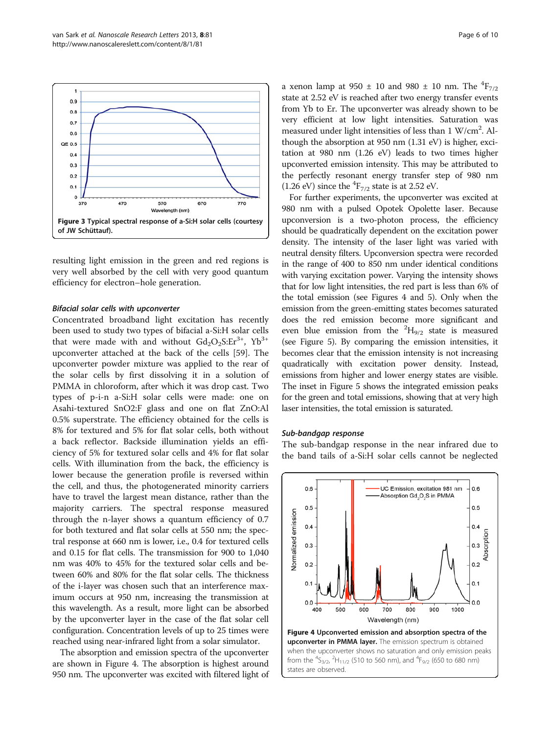Figure 3 Typical spectral response of a-Si:H solar cells (courtesy of JW Schüttauf).

resulting light emission in the green and red regions is very well absorbed by the cell with very good quantum efficiency for electron–hole generation.

### *Bifacial solar cells with upconverter*

Concentrated broadband light excitation has recently been used to study two types of bifacial a-Si:H solar cells that were made with and without $Gd_2O_2S$:$Er^{3+}$, $Yb^{3+}$ upconverter attached at the back of the cells [59]. The upconverter powder mixture was applied to the rear of the solar cells by first dissolving it in a solution of PMMA in chloroform, after which it was drop cast. Two types of p-i-n a-Si:H solar cells were made: one on Asahi-textured SnO2:F glass and one on flat ZnO:Al 0.5% superstrate. The efficiency obtained for the cells is 8% for textured and 5% for flat solar cells, both without a back reflector. Backside illumination yields an efficiency of 5% for textured solar cells and 4% for flat solar cells. With illumination from the back, the efficiency is lower because the generation profile is reversed within the cell, and thus, the photogenerated minority carriers have to travel the largest mean distance, rather than the majority carriers. The spectral response measured through the n-layer shows a quantum efficiency of 0.7 for both textured and flat solar cells at 550 nm; the spectral response at 660 nm is lower, i.e., 0.4 for textured cells and 0.15 for flat cells. The transmission for 900 to 1,040 nm was 40% to 45% for the textured solar cells and between 60% and 80% for the flat solar cells. The thickness of the i-layer was chosen such that an interference maximum occurs at 950 nm, increasing the transmission at this wavelength. As a result, more light can be absorbed by the upconverter layer in the case of the flat solar cell configuration. Concentration levels of up to 25 times were reached using near-infrared light from a solar simulator.

The absorption and emission spectra of the upconverter are shown in Figure 4. The absorption is highest around 950 nm. The upconverter was excited with filtered light of a xenon lamp at 950 ± 10 and 980 ± 10 nm. The $^4F_{7/2}$ state at 2.52 eV is reached after two energy transfer events from Yb to Er. The upconverter was already shown to be very efficient at low light intensities. Saturation was measured under light intensities of less than 1 W/cm$^2$. Although the absorption at 950 nm (1.31 eV) is higher, excitation at 980 nm (1.26 eV) leads to two times higher upconverted emission intensity. This may be attributed to the perfectly resonant energy transfer step of 980 nm (1.26 eV) since the $^4F_{7/2}$ state is at 2.52 eV.

For further experiments, the upconverter was excited at 980 nm with a pulsed Opotek Opolette laser. Because upconversion is a two-photon process, the efficiency should be quadratically dependent on the excitation power density. The intensity of the laser light was varied with neutral density filters. Upconversion spectra were recorded in the range of 400 to 850 nm under identical conditions with varying excitation power. Varying the intensity shows that for low light intensities, the red part is less than 6% of the total emission (see Figures 4 and 5). Only when the emission from the green-emitting states becomes saturated does the red emission become more significant and even blue emission from the $^2H_{9/2}$ state is measured (see Figure 5). By comparing the emission intensities, it becomes clear that the emission intensity is not increasing quadratically with excitation power density. Instead, emissions from higher and lower energy states are visible. The inset in Figure 5 shows the integrated emission peaks for the green and total emissions, showing that at very high laser intensities, the total emission is saturated.

### *Sub-bandgap response*

The sub-bandgap response in the near infrared due to the band tails of a-Si:H solar cells cannot be neglected

**Figure 4 Upconverted emission and absorption spectra of the upconverter in PMMA layer.** The emission spectrum is obtained when the upconverter shows no saturation and only emission peaks from the $^4S_{3/2}$, $^2H_{11/2}$ (510 to 560 nm), and $^4F_{9/2}$ (650 to 680 nm) states are observed.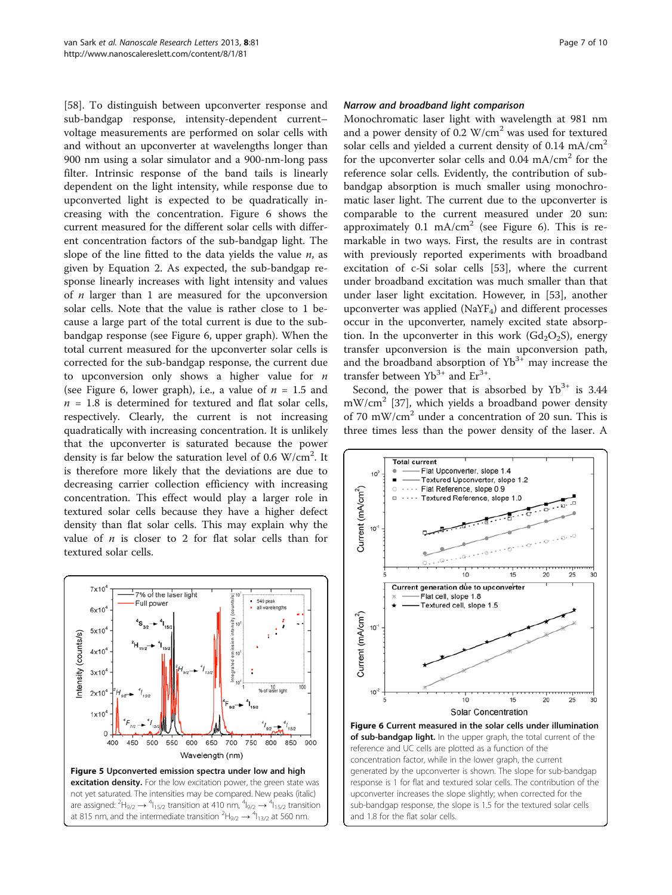[58]. To distinguish between upconverter response and sub-bandgap response, intensity-dependent current–voltage measurements are performed on solar cells with and without an upconverter at wavelengths longer than 900 nm using a solar simulator and a 900-nm-long pass filter. Intrinsic response of the band tails is linearly dependent on the light intensity, while response due to upconverted light is expected to be quadratically increasing with the concentration. Figure 6 shows the current measured for the different solar cells with different concentration factors of the sub-bandgap light. The slope of the line fitted to the data yields the value $n$, as given by Equation 2. As expected, the sub-bandgap response linearly increases with light intensity and values of $n$ larger than 1 are measured for the upconversion solar cells. Note that the value is rather close to 1 because a large part of the total current is due to the sub-bandgap response (see Figure 6, upper graph). When the total current measured for the upconverter solar cells is corrected for the sub-bandgap response, the current due to upconversion only shows a higher value for $n$ (see Figure 6, lower graph), i.e., a value of $n$ = 1.5 and $n$ = 1.8 is determined for textured and flat solar cells, respectively. Clearly, the current is not increasing quadratically with increasing concentration. It is unlikely that the upconverter is saturated because the power density is far below the saturation level of 0.6 W/cm$^2$. It is therefore more likely that the deviations are due to decreasing carrier collection efficiency with increasing concentration. This effect would play a larger role in textured solar cells because they have a higher defect density than flat solar cells. This may explain why the value of $n$ is closer to 2 for flat solar cells than for textured solar cells.

Figure 5 Upconverted emission spectra under low and high excitation density. For the low excitation power, the green state was not yet saturated. The intensities may be compared. New peaks (italic) are assigned: $^2H_{9/2} \rightarrow {}^4I_{15/2}$ transition at 410 nm, $^4I_{9/2} \rightarrow {}^4I_{15/2}$ transition at 815 nm, and the intermediate transition $^2H_{9/2} \rightarrow {}^4I_{13/2}$ at 560 nm.

### Narrow and broadband light comparison

Monochromatic laser light with wavelength at 981 nm and a power density of 0.2 W/cm$^2$ was used for textured solar cells and yielded a current density of 0.14 mA/cm$^2$ for the upconverter solar cells and 0.04 mA/cm$^2$ for the reference solar cells. Evidently, the contribution of sub-bandgap absorption is much smaller using monochromatic laser light. The current due to the upconverter is comparable to the current measured under 20 sun: approximately 0.1 mA/cm$^2$ (see Figure 6). This is remarkable in two ways. First, the results are in contrast with previously reported experiments with broadband excitation of c-Si solar cells [53], where the current under broadband excitation was much smaller than that under laser light excitation. However, in [53], another upconverter was applied ($NaYF_4$) and different processes occur in the upconverter, namely excited state absorption. In the upconverter in this work ($Gd_2O_2S$), energy transfer upconversion is the main upconversion path, and the broadband absorption of $Yb^{3+}$ may increase the transfer between $Yb^{3+}$ and $Er^{3+}$.

Second, the power that is absorbed by $Yb^{3+}$ is 3.44 mW/cm$^2$ [37], which yields a broadband power density of 70 mW/cm$^2$ under a concentration of 20 sun. This is three times less than the power density of the laser. A

Figure 6 Current measured in the solar cells under illumination of sub-bandgap light. In the upper graph, the total current of the reference and UC cells are plotted as a function of the concentration factor, while in the lower graph, the current generated by the upconverter is shown. The slope for sub-bandgap response is 1 for flat and textured solar cells. The contribution of the upconverter increases the slope slightly; when corrected for the sub-bandgap response, the slope is 1.5 for the textured solar cells and 1.8 for the flat solar cells.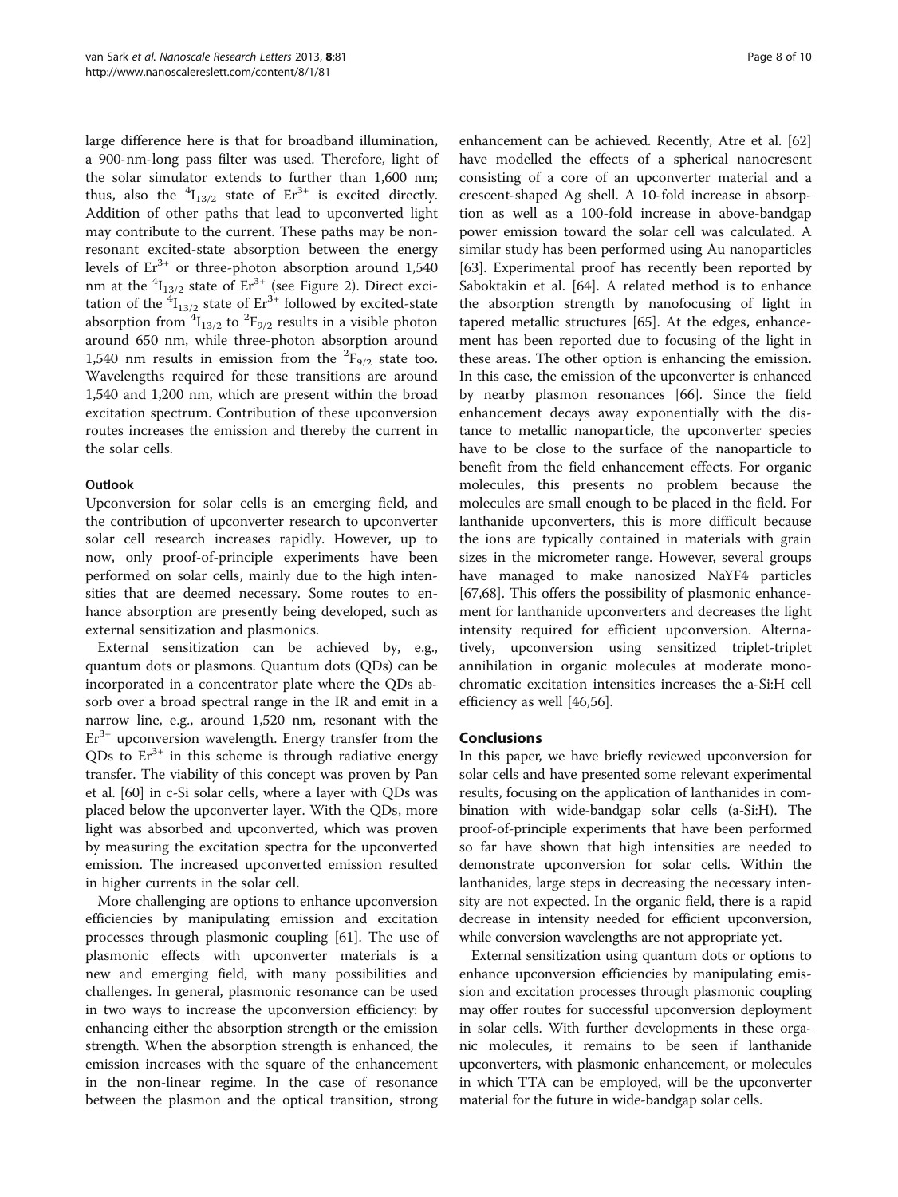large difference here is that for broadband illumination, a 900-nm-long pass filter was used. Therefore, light of the solar simulator extends to further than 1,600 nm; thus, also the $^4I_{13/2}$ state of $Er^{3+}$ is excited directly. Addition of other paths that lead to upconverted light may contribute to the current. These paths may be non-resonant excited-state absorption between the energy levels of $Er^{3+}$ or three-photon absorption around 1,540 nm at the $^4I_{13/2}$ state of $Er^{3+}$ (see Figure 2). Direct excitation of the $^4I_{13/2}$ state of $Er^{3+}$ followed by excited-state absorption from $^4I_{13/2}$ to $^2F_{9/2}$ results in a visible photon around 650 nm, while three-photon absorption around 1,540 nm results in emission from the $^2F_{9/2}$ state too. Wavelengths required for these transitions are around 1,540 and 1,200 nm, which are present within the broad excitation spectrum. Contribution of these upconversion routes increases the emission and thereby the current in the solar cells.

### Outlook

Upconversion for solar cells is an emerging field, and the contribution of upconverter research to upconverter solar cell research increases rapidly. However, up to now, only proof-of-principle experiments have been performed on solar cells, mainly due to the high intensities that are deemed necessary. Some routes to enhance absorption are presently being developed, such as external sensitization and plasmonics.

External sensitization can be achieved by, e.g., quantum dots or plasmons. Quantum dots (QDs) can be incorporated in a concentrator plate where the QDs absorb over a broad spectral range in the IR and emit in a narrow line, e.g., around 1,520 nm, resonant with the $Er^{3+}$ upconversion wavelength. Energy transfer from the QDs to $Er^{3+}$ in this scheme is through radiative energy transfer. The viability of this concept was proven by Pan et al. [60] in c-Si solar cells, where a layer with QDs was placed below the upconverter layer. With the QDs, more light was absorbed and upconverted, which was proven by measuring the excitation spectra for the upconverted emission. The increased upconverted emission resulted in higher currents in the solar cell.

More challenging are options to enhance upconversion efficiencies by manipulating emission and excitation processes through plasmonic coupling [61]. The use of plasmonic effects with upconverter materials is a new and emerging field, with many possibilities and challenges. In general, plasmonic resonance can be used in two ways to increase the upconversion efficiency: by enhancing either the absorption strength or the emission strength. When the absorption strength is enhanced, the emission increases with the square of the enhancement in the non-linear regime. In the case of resonance between the plasmon and the optical transition, strong enhancement can be achieved. Recently, Atre et al. [62] have modelled the effects of a spherical nanocresent consisting of a core of an upconverter material and a crescent-shaped Ag shell. A 10-fold increase in absorption as well as a 100-fold increase in above-bandgap power emission toward the solar cell was calculated. A similar study has been performed using Au nanoparticles [63]. Experimental proof has recently been reported by Saboktakin et al. [64]. A related method is to enhance the absorption strength by nanofocusing of light in tapered metallic structures [65]. At the edges, enhancement has been reported due to focusing of the light in these areas. The other option is enhancing the emission. In this case, the emission of the upconverter is enhanced by nearby plasmon resonances [66]. Since the field enhancement decays away exponentially with the distance to metallic nanoparticle, the upconverter species have to be close to the surface of the nanoparticle to benefit from the field enhancement effects. For organic molecules, this presents no problem because the molecules are small enough to be placed in the field. For lanthanide upconverters, this is more difficult because the ions are typically contained in materials with grain sizes in the micrometer range. However, several groups have managed to make nanosized $NaYF_4$ particles [67,68]. This offers the possibility of plasmonic enhancement for lanthanide upconverters and decreases the light intensity required for efficient upconversion. Alternatively, upconversion using sensitized triplet-triplet annihilation in organic molecules at moderate monochromatic excitation intensities increases the a-Si:H cell efficiency as well [46,56].

## Conclusions

In this paper, we have briefly reviewed upconversion for solar cells and have presented some relevant experimental results, focusing on the application of lanthanides in combination with wide-bandgap solar cells (a-Si:H). The proof-of-principle experiments that have been performed so far have shown that high intensities are needed to demonstrate upconversion for solar cells. Within the lanthanides, large steps in decreasing the necessary intensity are not expected. In the organic field, there is a rapid decrease in intensity needed for efficient upconversion, while conversion wavelengths are not appropriate yet.

External sensitization using quantum dots or options to enhance upconversion efficiencies by manipulating emission and excitation processes through plasmonic coupling may offer routes for successful upconversion deployment in solar cells. With further developments in these organic molecules, it remains to be seen if lanthanide upconverters, with plasmonic enhancement, or molecules in which TTA can be employed, will be the upconverter material for the future in wide-bandgap solar cells.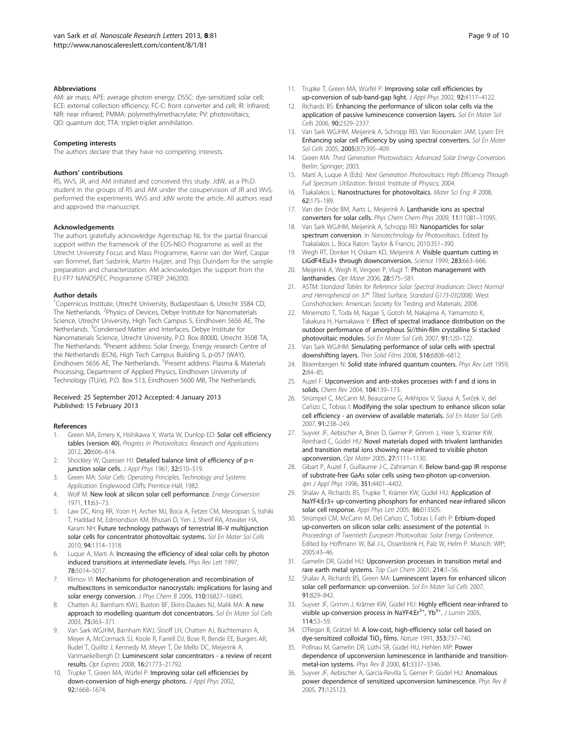### Abbreviations

AM: air mass; APE: average photon energy; DSSC: dye-sensitized solar cell; ECE: external collection efficiency; FC-C: front converter and cell; IR: infrared; NIR: near infrared; PMMA: polymethylmethacrylate; PV: photovoltaics; QD: quantum dot; TTA: triplet-triplet annihilation.

### Competing interests

The authors declare that they have no competing interests.

### Authors' contributions

RS, WvS, JR, and AM initiated and conceived this study. JdW, as a Ph.D. student in the groups of RS and AM under the cosupervision of JR and WvS, performed the experiments. WvS and JdW wrote the article. All authors read and approved the manuscript.

### Acknowledgements

The authors gratefully acknowledge Agentschap NL for the partial financial support within the framework of the EOS-NEO Programme as well as the Utrecht University Focus and Mass Programme, Karine van der Werf, Caspar van Bommel, Bart Sasbrink, Martin Huijzer, and Thijs Duindam for the sample preparation and characterization. AM acknowledges the support from the EU-FP7 NANOSPEC Programme (STREP 246200).

### Author details

[1]Copernicus Institute, Utrecht University, Budapestlaan 6, Utrecht 3584 CD, The Netherlands. [2]Physics of Devices, Debye Institute for Nanomaterials Science, Utrecht University, High Tech Campus 5, Eindhoven 5656 AE, The Netherlands. [3]Condensed Matter and Interfaces, Debye Institute for Nanomaterials Science, Utrecht University, P.O. Box 80000, Utrecht 3508 TA, The Netherlands. [4]Present address: Solar Energy, Energy research Centre of the Netherlands (ECN), High Tech Campus Building 5, p-057 (WAY), Eindhoven 5656 AE, The Netherlands. [5]Present address: Plasma & Materials Processing, Department of Applied Physics, Eindhoven University of Technology (TU/e), P.O. Box 513, Eindhoven 5600 MB, The Netherlands.

Received: 25 September 2012 Accepted: 4 January 2013
Published: 15 February 2013

### References

1. Green MA, Emery K, Hishikawa Y, Warta W, Dunlop ED: **Solar cell efficiency tables (version 40).** *Progress in Photovoltaics: Research and Applications* 2012, **20:**606–614.
2. Shockley W, Queisser HJ: **Detailed balance limit of efficiency of p-n junction solar cells.** *J Appl Phys* 1961, **32:**510–519.
3. Green MA: *Solar Cells: Operating Principles, Technology and Systems Application*. Englewood Cliffs: Prentice-Hall; 1982.
4. Wolf M: **New look at silicon solar cell performance.** *Energy Conversion* 1971, **11:**63–73.
5. Law DC, King RR, Yoon H, Archer MJ, Boca A, Fetzer CM, Mesropian S, Isshiki T, Haddad M, Edmondson KM, Bhusari D, Yen J, Sherif RA, Atwater HA, Karam NH: **Future technology pathways of terrestrial III–V multijunction solar cells for concentrator photovoltaic systems.** *Sol En Mater Sol Cells* 2010, **94:**1314–1318.
6. Luque A, Marti A: **Increasing the efficiency of ideal solar cells by photon induced transitions at intermediate levels.** *Phys Rev Lett* 1997, **78:**5014–5017.
7. Klimov VI: **Mechanisms for photogeneration and recombination of multiexcitons in semiconductor nanocrystals: implications for lasing and solar energy conversion.** *J Phys Chem B* 2006, **110:**16827–16845.
8. Chatten AJ, Barnham KWJ, Buxton BF, Ekins-Daukes NJ, Malik MA: **A new approach to modelling quantum dot concentrators.** *Sol En Mater Sol Cells* 2003, **75:**363–371.
9. Van Sark WGJHM, Barnham KWJ, Slooff LH, Chatten AJ, Büchtemann A, Meyer A, McCormack SJ, Koole R, Farrell DJ, Bose R, Bende EE, Burgers AR, Budel T, Quilitz J, Kennedy M, Meyer T, De Mello DC, Meijerink A, Vanmaekelbergh D: **Luminescent solar concentrators - a review of recent results.** *Opt Express* 2008, **16:**21773–21792.
10. Trupke T, Green MA, Würfel P: **Improving solar cell efficiencies by down-conversion of high-energy photons.** *J Appl Phys* 2002, **92:**1668–1674.
11. Trupke T, Green MA, Würfel P: **Improving solar cell efficiencies by up-conversion of sub-band-gap light.** *J Appl Phys* 2002, **92:**4117–4122.
12. Richards BS: **Enhancing the performance of silicon solar cells via the application of passive luminescence conversion layers.** *Sol En Mater Sol Cells* 2006, **90:**2329–2337.
13. Van Sark WGJHM, Meijerink A, Schropp REI, Van Roosmalen JAM, Lysen EH: **Enhancing solar cell efficiency by using spectral converters.** *Sol En Mater Sol Cells* 2005, **2005**(87):395–409.
14. Green MA: *Third Generation Photovoltaics: Advanced Solar Energy Conversion*. Berlin: Springer; 2003.
15. Martí A, Luque A (Eds): *Next Generation Photovoltaics: High Efficiency Through Full Spectrum Utilization*. Bristol: Institute of Physics; 2004.
16. Tsakalakos L: **Nanostructures for photovoltaics.** *Mater Sci Eng: R* 2008, **62:**175–189.
17. Van der Ende BM, Aarts L, Meijerink A: **Lanthanide ions as spectral converters for solar cells.** *Phys Chem Chem Phys* 2009, **11:**11081–11095.
18. Van Sark WGJHM, Meijerink A, Schropp REI: **Nanoparticles for solar spectrum conversion.** In *Nanotechnology for Photovoltaics*. Edited by Tsakalakos L. Boca Raton: Taylor & Francis; 2010:351–390.
19. Wegh RT, Donker H, Oskam KD, Meijerink A: **Visible quantum cutting in LiGdF4:Eu3+ through downconversion.** *Science* 1999, **283:**663–666.
20. Meijerink A, Wegh R, Vergeer P, Vlugt T: **Photon management with lanthanides.** *Opt Mater* 2006, **28:**575–581.
21. ASTM: *Standard Tables for Reference Solar Spectral Irradiances: Direct Normal and Hemispherical on 37° Tilted Surface, Standard G173-03(2008)*. West Conshohocken: American Society for Testing and Materials; 2008.
22. Minemoto T, Toda M, Nagae S, Gotoh M, Nakajima A, Yamamoto K, Takakura H, Hamakawa Y: **Effect of spectral irradiance distribution on the outdoor performance of amorphous Si//thin-film crystalline Si stacked photovoltaic modules.** *Sol En Mater Sol Cells* 2007, **91:**120–122.
23. Van Sark WGJHM: **Simulating performance of solar cells with spectral downshifting layers.** *Thin Solid Films* 2008, **516:**6808–6812.
24. Bloembergen N: **Solid state infrared quantum counters.** *Phys Rev Lett* 1959, **2:**84–85.
25. Auzel F: **Upconversion and anti-stokes processes with f and d ions in solids.** *Chem Rev* 2004, **104:**139–173.
26. Strümpel C, McCann M, Beaucarne G, Arkhipov V, Slaoui A, Švrček V, del Cañizo C, Tobias I: **Modifying the solar spectrum to enhance silicon solar cell efficiency - an overview of available materials.** *Sol En Mater Sol Cells* 2007, **91:**238–249.
27. Suyver JF, Aebischer A, Biner D, Gerner P, Grimm J, Heer S, Krämer KW, Reinhard C, Güdel HU: **Novel materials doped with trivalent lanthanides and transition metal ions showing near-infrared to visible photon upconversion.** *Opt Mater* 2005, **27:**1111–1130.
28. Gibart P, Auzel F, Guillaume J-C, Zahraman K: **Below band-gap IR response of substrate-free GaAs solar cells using two-photon up-conversion.** *Jpn J Appl Phys* 1996, **351:**4401–4402.
29. Shalav A, Richards BS, Trupke T, Krämer KW, Güdel HU: **Application of NaYF4:Er3+ up-converting phosphors for enhanced near-infrared silicon solar cell response.** *Appl Phys Lett* 2005, **86:**013505.
30. Strümpel CM, McCann M, Del Cañizo C, Tobias I, Fath P: **Erbium-doped up-converters on silicon solar cells: assessment of the potential.** In *Proceedings of Twentieth European Photovoltaic Solar Energy Conference*. Edited by Hoffmann W, Bal J-L, Ossenbrink H, Palz W, Helm P. Munich: WIP; 2005:43–46.
31. Gamelin DR, Güdel HU: **Upconversion processes in transition metal and rare earth metal systems.** *Top Curr Chem* 2001, **214:**1–56.
32. Shalav A, Richards BS, Green MA: **Luminescent layers for enhanced silicon solar cell performance: up-conversion.** *Sol En Mater Sol Cells* 2007, **91:**829–842.
33. Suyver JF, Grimm J, Krämer KW, Güdel HU: **Highly efficient near-infrared to visible up-conversion process in NaYF4:$Er^{3+}$, $Yb^{3+}$.** *J Lumin* 2005, **114:**53–59.
34. O'Regan B, Grätzel M: **A low-cost, high-efficiency solar cell based on dye-sensitized colloidal $TiO_2$ films.** *Nature* 1991, **353:**737–740.
35. Pollnau M, Gamelin DR, Lüthi SR, Güdel HU, Hehlen MP: **Power dependence of upconversion luminescence in lanthanide and transition-metal-ion systems.** *Phys Rev B* 2000, **61:**3337–3346.
36. Suyver JF, Aebischer A, García-Revilla S, Gerner P, Güdel HU: **Anomalous power dependence of sensitized upconversion luminescence.** *Phys Rev B* 2005, **71:**125123.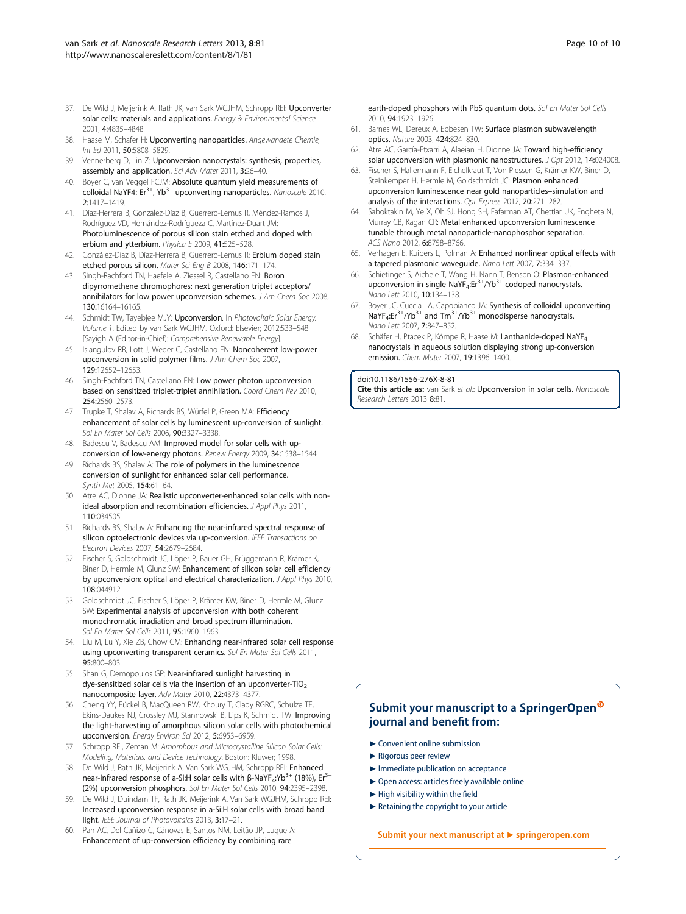37. De Wild J, Meijerink A, Rath JK, van Sark WGJHM, Schropp REI: **Upconverter solar cells: materials and applications.** *Energy & Environmental Science* 2001, **4:**4835–4848.
38. Haase M, Schafer H: **Upconverting nanoparticles.** *Angewandete Chemie, Int Ed* 2011, **50:**5808–5829.
39. Vennerberg D, Lin Z: **Upconversion nanocrystals: synthesis, properties, assembly and application.** *Sci Adv Mater* 2011, **3:**26–40.
40. Boyer C, van Veggel FCJM: **Absolute quantum yield measurements of colloidal NaYF4: $Er^{3+}$, $Yb^{3+}$ upconverting nanoparticles.** *Nanoscale* 2010, **2:**1417–1419.
41. Díaz-Herrera B, González-Díaz B, Guerrero-Lemus R, Méndez-Ramos J, Rodríguez VD, Hernández-Rodríguez C, Martínez-Duart JM: **Photoluminescence of porous silicon stain etched and doped with erbium and ytterbium.** *Physica E* 2009, **41:**525–528.
42. González-Díaz B, Díaz-Herrera B, Guerrero-Lemus R: **Erbium doped stain etched porous silicon.** *Mater Sci Eng B* 2008, **146:**171–174.
43. Singh-Rachford TN, Haefele A, Ziessel R, Castellano FN: **Boron dipyrromethene chromophores: next generation triplet acceptors/annihilators for low power upconversion schemes.** *J Am Chem Soc* 2008, **130:**16164–16165.
44. Schmidt TW, Tayebjee MJY: **Upconversion.** In *Photovoltaic Solar Energy. Volume 1*. Edited by van Sark WGJHM. Oxford: Elsevier; 2012:533–548 [Sayigh A (Editor-in-Chief): *Comprehensive Renewable Energy*].
45. Islangulov RR, Lott J, Weder C, Castellano FN: **Noncoherent low-power upconversion in solid polymer films.** *J Am Chem Soc* 2007, **129:**12652–12653.
46. Singh-Rachford TN, Castellano FN: **Low power photon upconversion based on sensitized triplet-triplet annihilation.** *Coord Chem Rev* 2010, **254:**2560–2573.
47. Trupke T, Shalav A, Richards BS, Würfel P, Green MA: **Efficiency enhancement of solar cells by luminescent up-conversion of sunlight.** *Sol En Mater Sol Cells* 2006, **90:**3327–3338.
48. Badescu V, Badescu AM: **Improved model for solar cells with up-conversion of low-energy photons.** *Renew Energy* 2009, **34:**1538–1544.
49. Richards BS, Shalav A: **The role of polymers in the luminescence conversion of sunlight for enhanced solar cell performance.** *Synth Met* 2005, **154:**61–64.
50. Atre AC, Dionne JA: **Realistic upconverter-enhanced solar cells with non-ideal absorption and recombination efficiencies.** *J Appl Phys* 2011, **110:**034505.
51. Richards BS, Shalav A: **Enhancing the near-infrared spectral response of silicon optoelectronic devices via up-conversion.** *IEEE Transactions on Electron Devices* 2007, **54:**2679–2684.
52. Fischer S, Goldschmidt JC, Löper P, Bauer GH, Brüggemann R, Krämer K, Biner D, Hermle M, Glunz SW: **Enhancement of silicon solar cell efficiency by upconversion: optical and electrical characterization.** *J Appl Phys* 2010, **108:**044912.
53. Goldschmidt JC, Fischer S, Löper P, Krämer KW, Biner D, Hermle M, Glunz SW: **Experimental analysis of upconversion with both coherent monochromatic irradiation and broad spectrum illumination.** *Sol En Mater Sol Cells* 2011, **95:**1960–1963.
54. Liu M, Lu Y, Xie ZB, Chow GM: **Enhancing near-infrared solar cell response using upconverting transparent ceramics.** *Sol En Mater Sol Cells* 2011, **95:**800–803.
55. Shan G, Demopoulos GP: **Near-infrared sunlight harvesting in dye-sensitized solar cells via the insertion of an upconverter-$TiO_2$ nanocomposite layer.** *Adv Mater* 2010, **22:**4373–4377.
56. Cheng YY, Fückel B, MacQueen RW, Khoury T, Clady RGRC, Schulze TF, Ekins-Daukes NJ, Crossley MJ, Stannowski B, Lips K, Schmidt TW: **Improving the light-harvesting of amorphous silicon solar cells with photochemical upconversion.** *Energy Environ Sci* 2012, **5:**6953–6959.
57. Schropp REI, Zeman M: *Amorphous and Microcrystalline Silicon Solar Cells: Modeling, Materials, and Device Technology*. Boston: Kluwer; 1998.
58. De Wild J, Rath JK, Meijerink A, Van Sark WGJHM, Schropp REI: **Enhanced near-infrared response of a-Si:H solar cells with β-$NaYF_4$:$Yb^{3+}$ (18%), $Er^{3+}$ (2%) upconversion phosphors.** *Sol En Mater Sol Cells* 2010, **94:**2395–2398.
59. De Wild J, Duindam TF, Rath JK, Meijerink A, Van Sark WGJHM, Schropp REI: **Increased upconversion response in a-Si:H solar cells with broad band light.** *IEEE Journal of Photovoltaics* 2013, **3:**17–21.
60. Pan AC, Del Cañizo C, Cánovas E, Santos NM, Leitão JP, Luque A: **Enhancement of up-conversion efficiency by combining rare earth-doped phosphors with PbS quantum dots.** *Sol En Mater Sol Cells* 2010, **94:**1923–1926.
61. Barnes WL, Dereux A, Ebbesen TW: **Surface plasmon subwavelength optics.** *Nature* 2003, **424:**824–830.
62. Atre AC, García-Etxarri A, Alaeian H, Dionne JA: **Toward high-efficiency solar upconversion with plasmonic nanostructures.** *J Opt* 2012, **14:**024008.
63. Fischer S, Hallermann F, Eichelkraut T, Von Plessen G, Krämer KW, Biner D, Steinkemper H, Hermle M, Goldschmidt JC: **Plasmon enhanced upconversion luminescence near gold nanoparticles–simulation and analysis of the interactions.** *Opt Express* 2012, **20:**271–282.
64. Saboktakin M, Ye X, Oh SJ, Hong SH, Fafarman AT, Chettiar UK, Engheta N, Murray CB, Kagan CR: **Metal enhanced upconversion luminescence tunable through metal nanoparticle-nanophosphor separation.** *ACS Nano* 2012, **6:**8758–8766.
65. Verhagen E, Kuipers L, Polman A: **Enhanced nonlinear optical effects with a tapered plasmonic waveguide.** *Nano Lett* 2007, **7:**334–337.
66. Schietinger S, Aichele T, Wang H, Nann T, Benson O: **Plasmon-enhanced upconversion in single $NaYF_4$:$Er^{3+}$/$Yb^{3+}$ codoped nanocrystals.** *Nano Lett* 2010, **10:**134–138.
67. Boyer JC, Cuccia LA, Capobianco JA: **Synthesis of colloidal upconverting $NaYF_4$:$Er^{3+}$/$Yb^{3+}$ and $Tm^{3+}$/$Yb^{3+}$ monodisperse nanocrystals.** *Nano Lett* 2007, **7:**847–852.
68. Schäfer H, Ptacek P, Kömpe R, Haase M: **Lanthanide-doped $NaYF_4$ nanocrystals in aqueous solution displaying strong up-conversion emission.** *Chem Mater* 2007, **19:**1396–1400.

doi:10.1186/1556-276X-8-81
**Cite this article as:** van Sark *et al.*: Upconversion in solar cells. *Nanoscale Research Letters* 2013 **8**:81.

**Submit your manuscript to a SpringerOpen journal and benefit from:**

- ► Convenient online submission
- ► Rigorous peer review
- ► Immediate publication on acceptance
- ► Open access: articles freely available online
- ► High visibility within the field
- ► Retaining the copyright to your article

**Submit your next manuscript at ► springeropen.com**